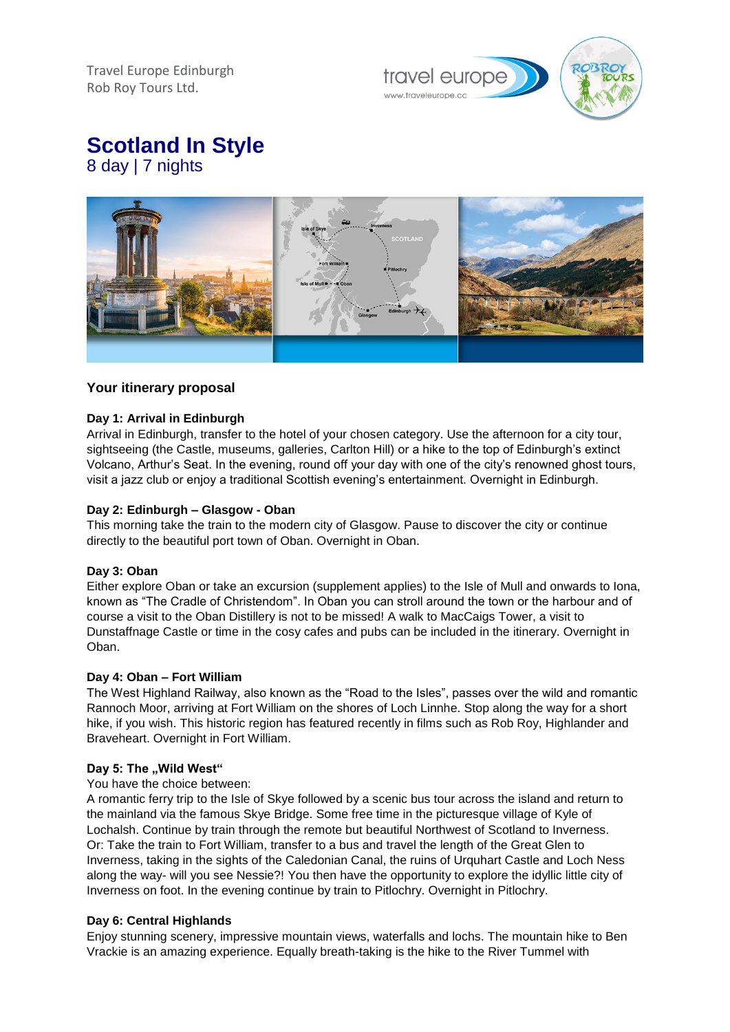Travel Europe Edinburgh
Rob Roy Tours Ltd.

# Scotland In Style

8 day | 7 nights

### Your itinerary proposal

**Day 1: Arrival in Edinburgh**

Arrival in Edinburgh, transfer to the hotel of your chosen category. Use the afternoon for a city tour, sightseeing (the Castle, museums, galleries, Carlton Hill) or a hike to the top of Edinburgh's extinct Volcano, Arthur's Seat. In the evening, round off your day with one of the city's renowned ghost tours, visit a jazz club or enjoy a traditional Scottish evening's entertainment. Overnight in Edinburgh.

**Day 2: Edinburgh – Glasgow - Oban**

This morning take the train to the modern city of Glasgow. Pause to discover the city or continue directly to the beautiful port town of Oban. Overnight in Oban.

**Day 3: Oban**

Either explore Oban or take an excursion (supplement applies) to the Isle of Mull and onwards to Iona, known as "The Cradle of Christendom". In Oban you can stroll around the town or the harbour and of course a visit to the Oban Distillery is not to be missed! A walk to MacCaigs Tower, a visit to Dunstaffnage Castle or time in the cosy cafes and pubs can be included in the itinerary. Overnight in Oban.

**Day 4: Oban – Fort William**

The West Highland Railway, also known as the "Road to the Isles", passes over the wild and romantic Rannoch Moor, arriving at Fort William on the shores of Loch Linnhe. Stop along the way for a short hike, if you wish. This historic region has featured recently in films such as Rob Roy, Highlander and Braveheart. Overnight in Fort William.

**Day 5: The „Wild West"**

You have the choice between:
A romantic ferry trip to the Isle of Skye followed by a scenic bus tour across the island and return to the mainland via the famous Skye Bridge. Some free time in the picturesque village of Kyle of Lochalsh. Continue by train through the remote but beautiful Northwest of Scotland to Inverness.
Or: Take the train to Fort William, transfer to a bus and travel the length of the Great Glen to Inverness, taking in the sights of the Caledonian Canal, the ruins of Urquhart Castle and Loch Ness along the way- will you see Nessie?! You then have the opportunity to explore the idyllic little city of Inverness on foot. In the evening continue by train to Pitlochry. Overnight in Pitlochry.

**Day 6: Central Highlands**

Enjoy stunning scenery, impressive mountain views, waterfalls and lochs. The mountain hike to Ben Vrackie is an amazing experience. Equally breath-taking is the hike to the River Tummel with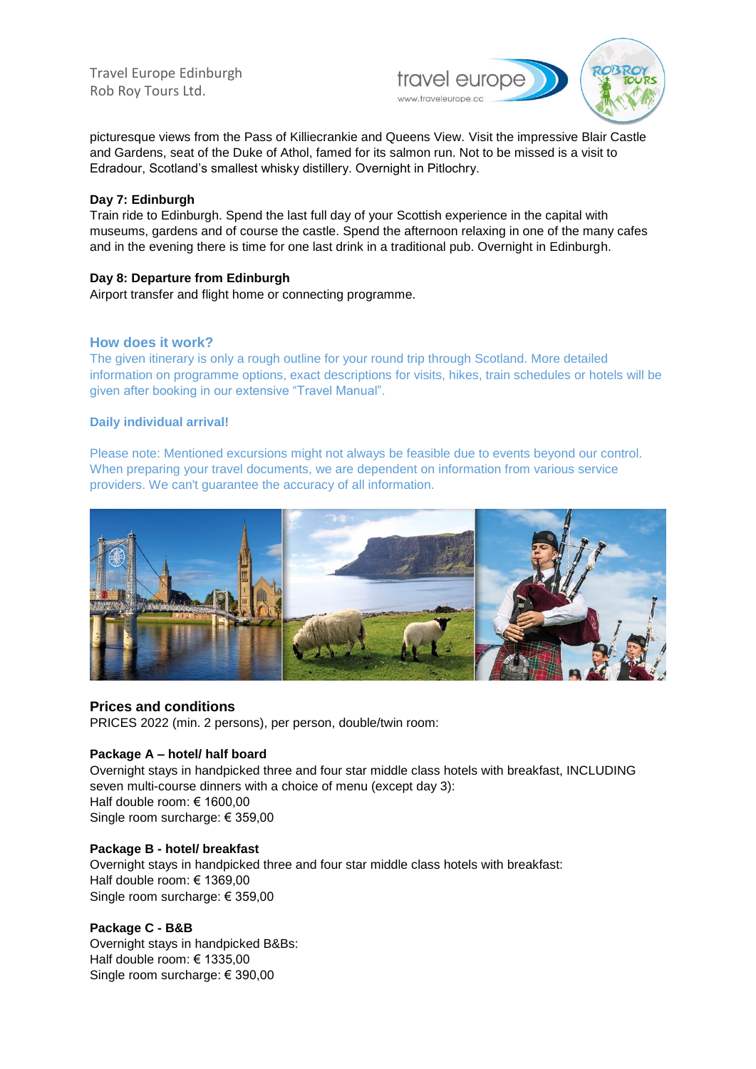picturesque views from the Pass of Killiecrankie and Queens View. Visit the impressive Blair Castle and Gardens, seat of the Duke of Athol, famed for its salmon run. Not to be missed is a visit to Edradour, Scotland's smallest whisky distillery. Overnight in Pitlochry.

**Day 7: Edinburgh**
Train ride to Edinburgh. Spend the last full day of your Scottish experience in the capital with museums, gardens and of course the castle. Spend the afternoon relaxing in one of the many cafes and in the evening there is time for one last drink in a traditional pub. Overnight in Edinburgh.

**Day 8: Departure from Edinburgh**
Airport transfer and flight home or connecting programme.

## How does it work?

The given itinerary is only a rough outline for your round trip through Scotland. More detailed information on programme options, exact descriptions for visits, hikes, train schedules or hotels will be given after booking in our extensive "Travel Manual".

**Daily individual arrival!**

Please note: Mentioned excursions might not always be feasible due to events beyond our control. When preparing your travel documents, we are dependent on information from various service providers. We can't guarantee the accuracy of all information.

## Prices and conditions

PRICES 2022 (min. 2 persons), per person, double/twin room:

**Package A – hotel/ half board**
Overnight stays in handpicked three and four star middle class hotels with breakfast, INCLUDING seven multi-course dinners with a choice of menu (except day 3):
Half double room: € 1600,00
Single room surcharge: € 359,00

**Package B - hotel/ breakfast**
Overnight stays in handpicked three and four star middle class hotels with breakfast:
Half double room: € 1369,00
Single room surcharge: € 359,00

**Package C - B&B**
Overnight stays in handpicked B&Bs:
Half double room: € 1335,00
Single room surcharge: € 390,00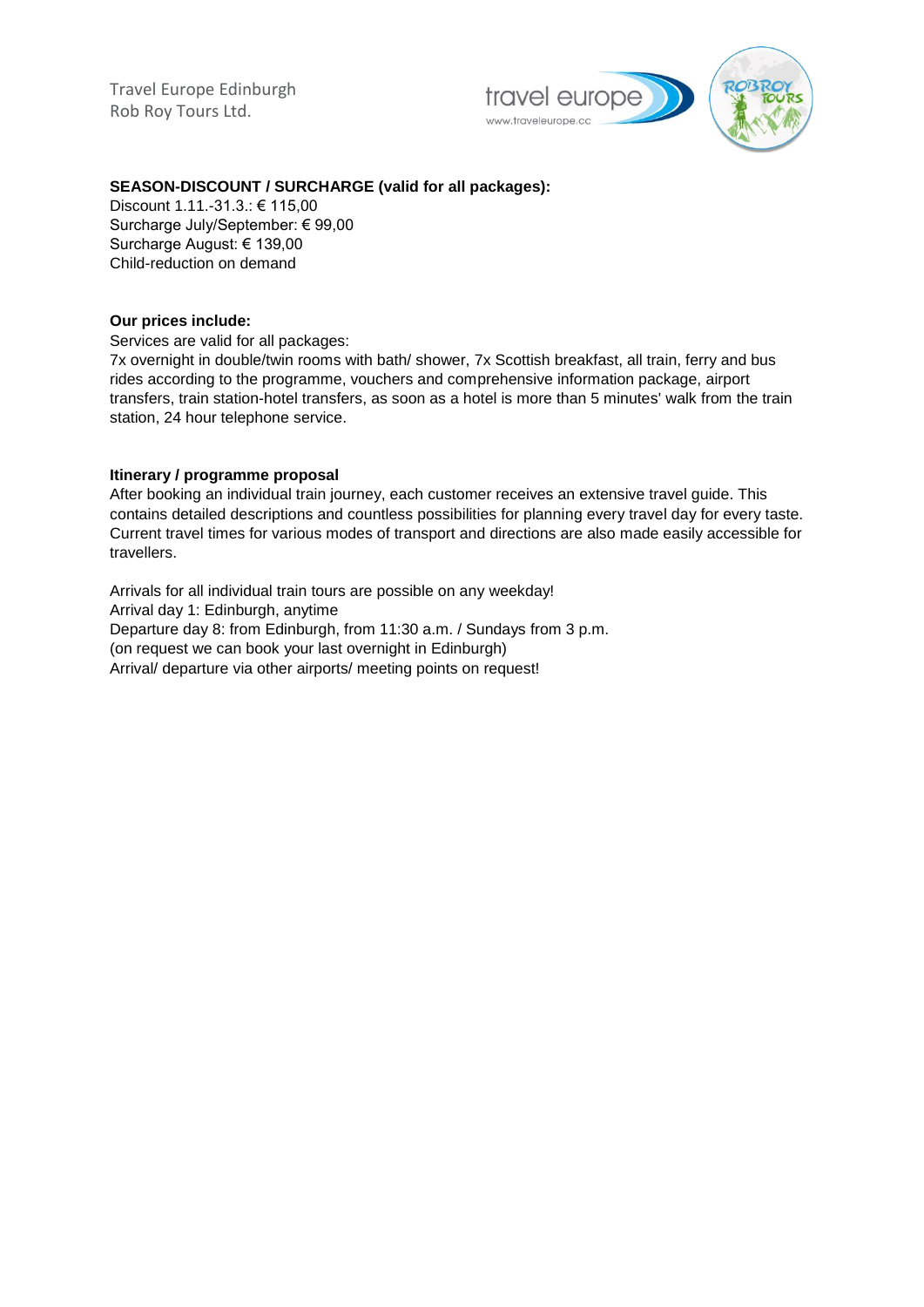**SEASON-DISCOUNT / SURCHARGE (valid for all packages):**
Discount 1.11.-31.3.: € 115,00
Surcharge July/September: € 99,00
Surcharge August: € 139,00
Child-reduction on demand

**Our prices include:**
Services are valid for all packages:
7x overnight in double/twin rooms with bath/ shower, 7x Scottish breakfast, all train, ferry and bus rides according to the programme, vouchers and comprehensive information package, airport transfers, train station-hotel transfers, as soon as a hotel is more than 5 minutes' walk from the train station, 24 hour telephone service.

**Itinerary / programme proposal**
After booking an individual train journey, each customer receives an extensive travel guide. This contains detailed descriptions and countless possibilities for planning every travel day for every taste. Current travel times for various modes of transport and directions are also made easily accessible for travellers.

Arrivals for all individual train tours are possible on any weekday!
Arrival day 1: Edinburgh, anytime
Departure day 8: from Edinburgh, from 11:30 a.m. / Sundays from 3 p.m.
(on request we can book your last overnight in Edinburgh)
Arrival/ departure via other airports/ meeting points on request!